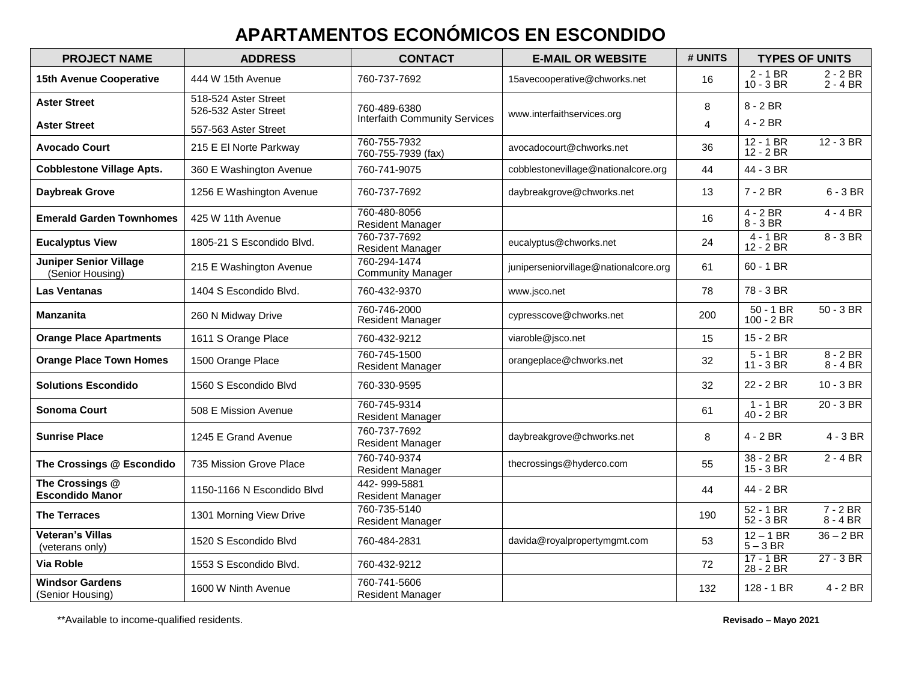# APARTAMENTOS ECONÓMICOS EN ESCONDIDO

| PROJECT NAME | ADDRESS | CONTACT | E-MAIL OR WEBSITE | # UNITS | TYPES OF UNITS |
|---|---|---|---|---|---|
| **15th Avenue Cooperative** | 444 W 15th Avenue | 760-737-7692 | 15avecooperative@chworks.net | 16 | 2 - 1 BR, 2 - 2 BR, 10 - 3 BR, 2 - 4 BR |
| **Aster Street** | 518-524 Aster Street, 526-532 Aster Street | 760-489-6380 Interfaith Community Services | www.interfaithservices.org | 8 | 8 - 2 BR |
| **Aster Street** | 557-563 Aster Street | | | 4 | 4 - 2 BR |
| **Avocado Court** | 215 E El Norte Parkway | 760-755-7932, 760-755-7939 (fax) | avocadocourt@chworks.net | 36 | 12 - 1 BR, 12 - 3 BR, 12 - 2 BR |
| **Cobblestone Village Apts.** | 360 E Washington Avenue | 760-741-9075 | cobblestonevillage@nationalcore.org | 44 | 44 - 3 BR |
| **Daybreak Grove** | 1256 E Washington Avenue | 760-737-7692 | daybreakgrove@chworks.net | 13 | 7 - 2 BR, 6 - 3 BR |
| **Emerald Garden Townhomes** | 425 W 11th Avenue | 760-480-8056 Resident Manager | | 16 | 4 - 2 BR, 4 - 4 BR, 8 - 3 BR |
| **Eucalyptus View** | 1805-21 S Escondido Blvd. | 760-737-7692 Resident Manager | eucalyptus@chworks.net | 24 | 4 - 1 BR, 8 - 3 BR, 12 - 2 BR |
| **Juniper Senior Village** (Senior Housing) | 215 E Washington Avenue | 760-294-1474 Community Manager | juniperseniorvillage@nationalcore.org | 61 | 60 - 1 BR |
| **Las Ventanas** | 1404 S Escondido Blvd. | 760-432-9370 | www.jsco.net | 78 | 78 - 3 BR |
| **Manzanita** | 260 N Midway Drive | 760-746-2000 Resident Manager | cypresscove@chworks.net | 200 | 50 - 1 BR, 50 - 3 BR, 100 - 2 BR |
| **Orange Place Apartments** | 1611 S Orange Place | 760-432-9212 | viaroble@jsco.net | 15 | 15 - 2 BR |
| **Orange Place Town Homes** | 1500 Orange Place | 760-745-1500 Resident Manager | orangeplace@chworks.net | 32 | 5 - 1 BR, 8 - 2 BR, 11 - 3 BR, 8 - 4 BR |
| **Solutions Escondido** | 1560 S Escondido Blvd | 760-330-9595 | | 32 | 22 - 2 BR, 10 - 3 BR |
| **Sonoma Court** | 508 E Mission Avenue | 760-745-9314 Resident Manager | | 61 | 1 - 1 BR, 20 - 3 BR, 40 - 2 BR |
| **Sunrise Place** | 1245 E Grand Avenue | 760-737-7692 Resident Manager | daybreakgrove@chworks.net | 8 | 4 - 2 BR, 4 - 3 BR |
| **The Crossings @ Escondido** | 735 Mission Grove Place | 760-740-9374 Resident Manager | thecrossings@hyderco.com | 55 | 38 - 2 BR, 2 - 4 BR, 15 - 3 BR |
| **The Crossings @ Escondido Manor** | 1150-1166 N Escondido Blvd | 442- 999-5881 Resident Manager | | 44 | 44 - 2 BR |
| **The Terraces** | 1301 Morning View Drive | 760-735-5140 Resident Manager | | 190 | 52 - 1 BR, 7 - 2 BR, 52 - 3 BR, 8 - 4 BR |
| **Veteran's Villas** (veterans only) | 1520 S Escondido Blvd | 760-484-2831 | davida@royalpropertymgmt.com | 53 | 12 – 1 BR, 36 – 2 BR, 5 – 3 BR |
| **Via Roble** | 1553 S Escondido Blvd. | 760-432-9212 | | 72 | 17 - 1 BR, 27 - 3 BR, 28 - 2 BR |
| **Windsor Gardens** (Senior Housing) | 1600 W Ninth Avenue | 760-741-5606 Resident Manager | | 132 | 128 - 1 BR, 4 - 2 BR |

**Available to income-qualified residents.

**Revisado – Mayo 2021**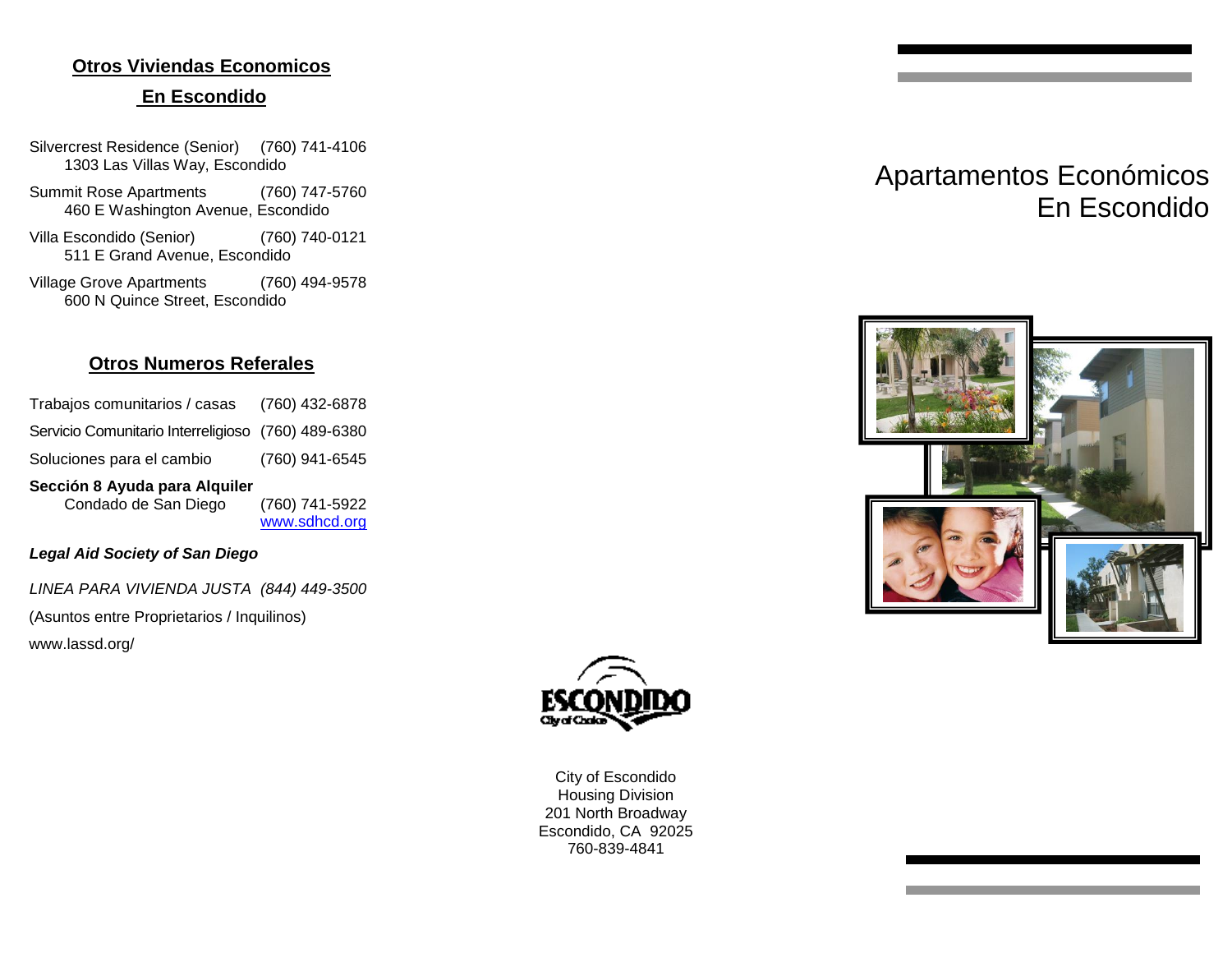## Otros Viviendas Economicos En Escondido

Silvercrest Residence (Senior) (760) 741-4106
1303 Las Villas Way, Escondido

Summit Rose Apartments (760) 747-5760
460 E Washington Avenue, Escondido

Villa Escondido (Senior) (760) 740-0121
511 E Grand Avenue, Escondido

Village Grove Apartments (760) 494-9578
600 N Quince Street, Escondido

## Otros Numeros Referales

Trabajos comunitarios / casas (760) 432-6878

Servicio Comunitario Interreligioso (760) 489-6380

Soluciones para el cambio (760) 941-6545

**Sección 8 Ayuda para Alquiler**
Condado de San Diego (760) 741-5922
www.sdhcd.org

***Legal Aid Society of San Diego***

*LINEA PARA VIVIENDA JUSTA (844) 449-3500*

(Asuntos entre Proprietarios / Inquilinos)

www.lassd.org/

ESCONDIDO
City of Choice

City of Escondido
Housing Division
201 North Broadway
Escondido, CA 92025
760-839-4841

# Apartamentos Económicos En Escondido